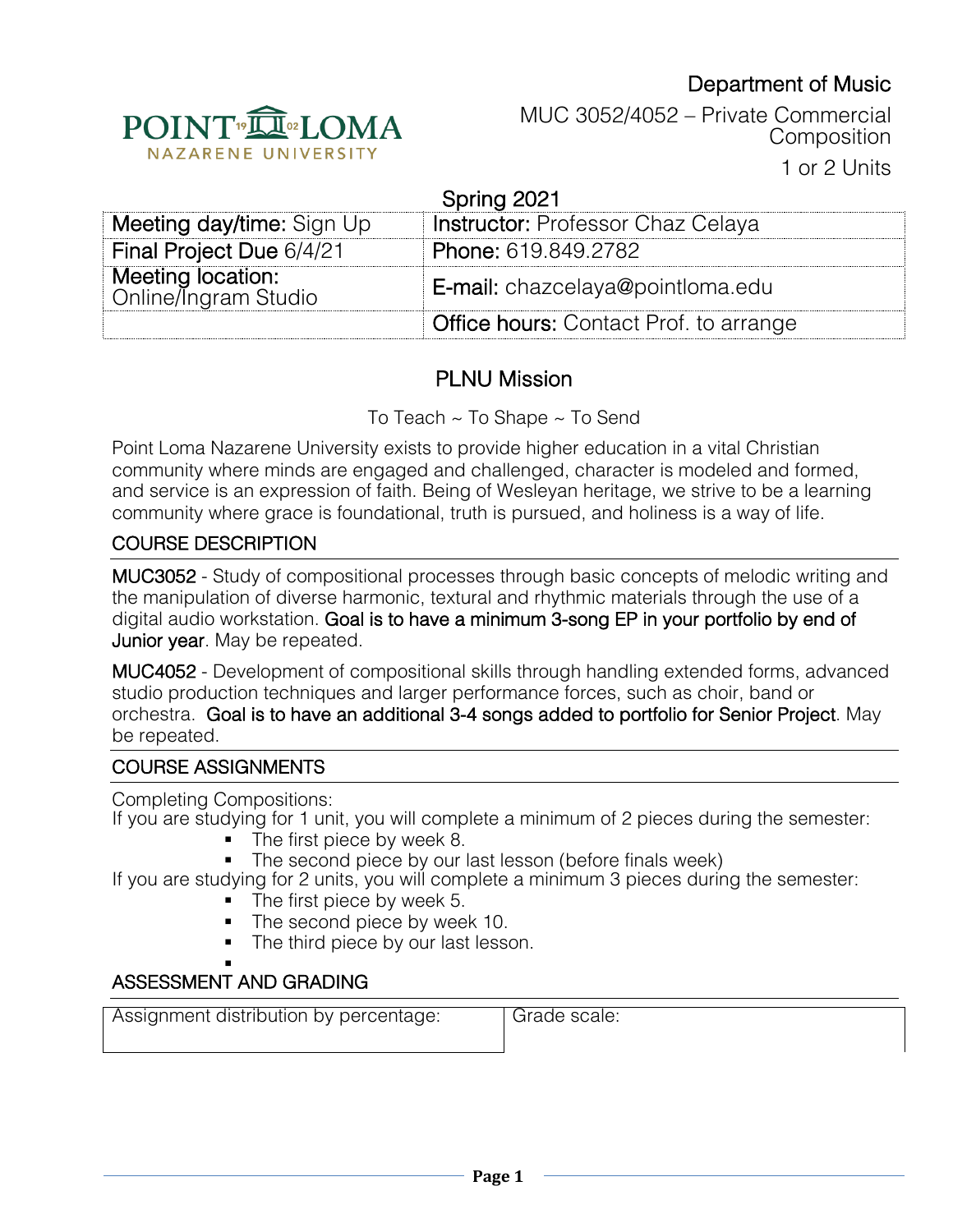Department of Music

MUC 3052/4052 – Private Commercial Composition

1 or 2 Units

Spring 2021

| | |
|---|---|
| **Meeting day/time:** Sign Up | **Instructor:** Professor Chaz Celaya |
| **Final Project Due** 6/4/21 | **Phone:** 619.849.2782 |
| **Meeting location:** Online/Ingram Studio | **E-mail:** chazcelaya@pointloma.edu |
| | **Office hours:** Contact Prof. to arrange |

## PLNU Mission

To Teach ~ To Shape ~ To Send

Point Loma Nazarene University exists to provide higher education in a vital Christian community where minds are engaged and challenged, character is modeled and formed, and service is an expression of faith. Being of Wesleyan heritage, we strive to be a learning community where grace is foundational, truth is pursued, and holiness is a way of life.

### COURSE DESCRIPTION

**MUC3052** - Study of compositional processes through basic concepts of melodic writing and the manipulation of diverse harmonic, textural and rhythmic materials through the use of a digital audio workstation. **Goal is to have a minimum 3-song EP in your portfolio by end of Junior year**. May be repeated.

**MUC4052** - Development of compositional skills through handling extended forms, advanced studio production techniques and larger performance forces, such as choir, band or orchestra. **Goal is to have an additional 3-4 songs added to portfolio for Senior Project**. May be repeated.

### COURSE ASSIGNMENTS

Completing Compositions:

If you are studying for 1 unit, you will complete a minimum of 2 pieces during the semester:

- The first piece by week 8.
- The second piece by our last lesson (before finals week)

If you are studying for 2 units, you will complete a minimum 3 pieces during the semester:

- The first piece by week 5.
- The second piece by week 10.
- The third piece by our last lesson.

### ASSESSMENT AND GRADING

| Assignment distribution by percentage: | Grade scale: |
|---|---|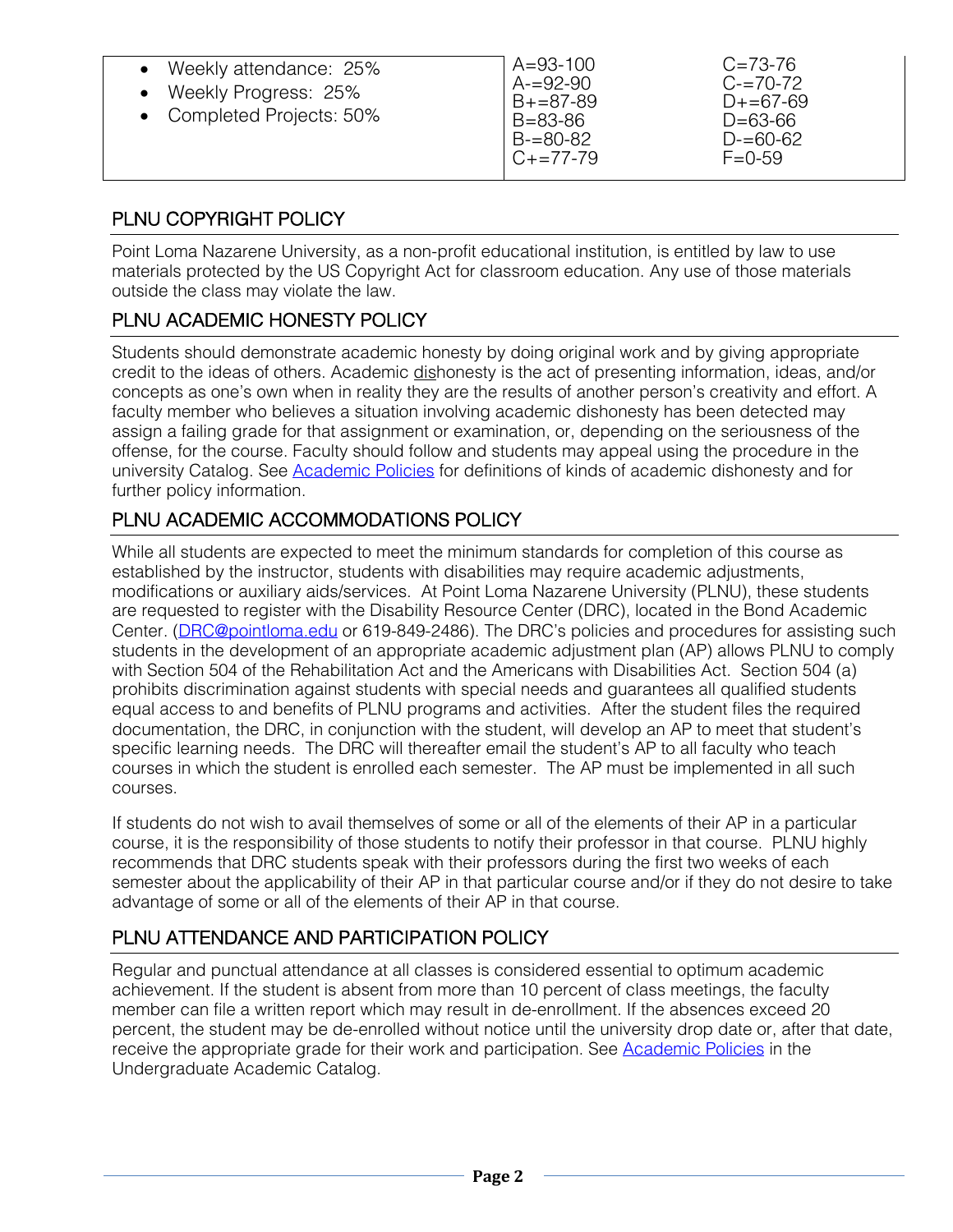| | | |
|---|---|---|
| • Weekly attendance: 25%<br>• Weekly Progress: 25%<br>• Completed Projects: 50% | A=93-100<br>A-=92-90<br>B+=87-89<br>B=83-86<br>B-=80-82<br>C+=77-79 | C=73-76<br>C-=70-72<br>D+=67-69<br>D=63-66<br>D-=60-62<br>F=0-59 |

## PLNU COPYRIGHT POLICY

Point Loma Nazarene University, as a non-profit educational institution, is entitled by law to use materials protected by the US Copyright Act for classroom education. Any use of those materials outside the class may violate the law.

## PLNU ACADEMIC HONESTY POLICY

Students should demonstrate academic honesty by doing original work and by giving appropriate credit to the ideas of others. Academic dishonesty is the act of presenting information, ideas, and/or concepts as one's own when in reality they are the results of another person's creativity and effort. A faculty member who believes a situation involving academic dishonesty has been detected may assign a failing grade for that assignment or examination, or, depending on the seriousness of the offense, for the course. Faculty should follow and students may appeal using the procedure in the university Catalog. See Academic Policies for definitions of kinds of academic dishonesty and for further policy information.

## PLNU ACADEMIC ACCOMMODATIONS POLICY

While all students are expected to meet the minimum standards for completion of this course as established by the instructor, students with disabilities may require academic adjustments, modifications or auxiliary aids/services. At Point Loma Nazarene University (PLNU), these students are requested to register with the Disability Resource Center (DRC), located in the Bond Academic Center. (DRC@pointloma.edu or 619-849-2486). The DRC's policies and procedures for assisting such students in the development of an appropriate academic adjustment plan (AP) allows PLNU to comply with Section 504 of the Rehabilitation Act and the Americans with Disabilities Act. Section 504 (a) prohibits discrimination against students with special needs and guarantees all qualified students equal access to and benefits of PLNU programs and activities. After the student files the required documentation, the DRC, in conjunction with the student, will develop an AP to meet that student's specific learning needs. The DRC will thereafter email the student's AP to all faculty who teach courses in which the student is enrolled each semester. The AP must be implemented in all such courses.

If students do not wish to avail themselves of some or all of the elements of their AP in a particular course, it is the responsibility of those students to notify their professor in that course. PLNU highly recommends that DRC students speak with their professors during the first two weeks of each semester about the applicability of their AP in that particular course and/or if they do not desire to take advantage of some or all of the elements of their AP in that course.

## PLNU ATTENDANCE AND PARTICIPATION POLICY

Regular and punctual attendance at all classes is considered essential to optimum academic achievement. If the student is absent from more than 10 percent of class meetings, the faculty member can file a written report which may result in de-enrollment. If the absences exceed 20 percent, the student may be de-enrolled without notice until the university drop date or, after that date, receive the appropriate grade for their work and participation. See Academic Policies in the Undergraduate Academic Catalog.